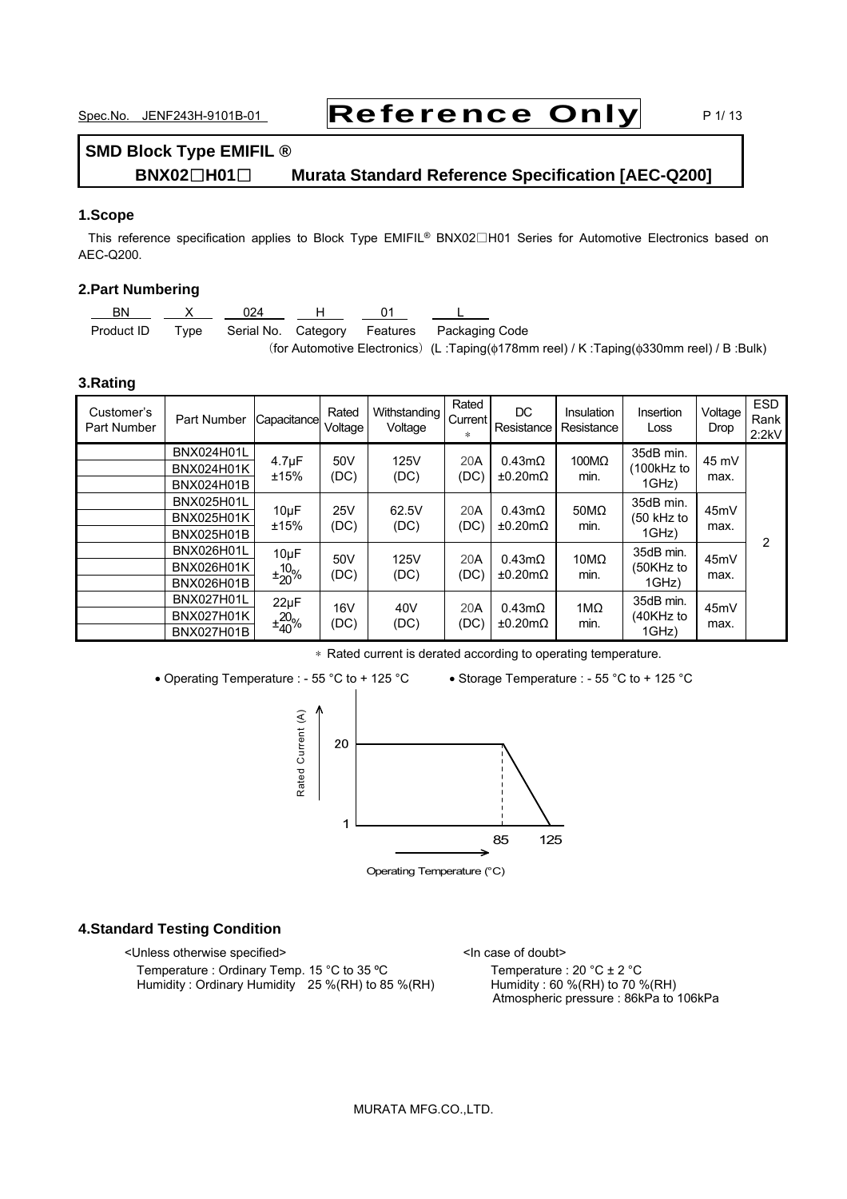# SMD Block Type EMIFIL ®

## BNX02□H01□ Murata Standard Reference Specification [AEC-Q200]

### 1.Scope

This reference specification applies to Block Type EMIFIL® BNX02□H01 Series for Automotive Electronics based on AEC-Q200.

### 2.Part Numbering

| BN | X | 024 | H | 01 | L |
|---|---|---|---|---|---|
| Product ID | Type | Serial No. | Category | Features | Packaging Code |

(for Automotive Electronics) (L :Taping(ϕ178mm reel) / K :Taping(ϕ330mm reel) / B :Bulk)

### 3.Rating

| Customer's Part Number | Part Number | Capacitance | Rated Voltage | Withstanding Voltage | Rated Current * | DC Resistance | Insulation Resistance | Insertion Loss | Voltage Drop | ESD Rank 2:2kV |
|---|---|---|---|---|---|---|---|---|---|---|
| | BNX024H01L | 4.7μF ±15% | 50V (DC) | 125V (DC) | 20A (DC) | 0.43mΩ ±0.20mΩ | 100MΩ min. | 35dB min. (100kHz to 1GHz) | 45 mV max. | 2 |
| | BNX024H01K | | | | | | | | | |
| | BNX024H01B | | | | | | | | | |
| | BNX025H01L | 10μF ±15% | 25V (DC) | 62.5V (DC) | 20A (DC) | 0.43mΩ ±0.20mΩ | 50MΩ min. | 35dB min. (50 kHz to 1GHz) | 45mV max. | |
| | BNX025H01K | | | | | | | | | |
| | BNX025H01B | | | | | | | | | |
| | BNX026H01L | 10μF $\pm^{10}_{20}$% | 50V (DC) | 125V (DC) | 20A (DC) | 0.43mΩ ±0.20mΩ | 10MΩ min. | 35dB min. (50KHz to 1GHz) | 45mV max. | |
| | BNX026H01K | | | | | | | | | |
| | BNX026H01B | | | | | | | | | |
| | BNX027H01L | 22μF $\pm^{20}_{40}$% | 16V (DC) | 40V (DC) | 20A (DC) | 0.43mΩ ±0.20mΩ | 1MΩ min. | 35dB min. (40KHz to 1GHz) | 45mV max. | |
| | BNX027H01K | | | | | | | | | |
| | BNX027H01B | | | | | | | | | |

* Rated current is derated according to operating temperature.

- Operating Temperature : - 55 °C to + 125 °C
- Storage Temperature : - 55 °C to + 125 °C

Rated Current (A): 20 (up to 85 °C), derated linearly to 1 at 125 °C

Operating Temperature (°C)

### 4.Standard Testing Condition

<Unless otherwise specified>

Temperature : Ordinary Temp. 15 °C to 35 ℃
Humidity : Ordinary Humidity 25 %(RH) to 85 %(RH)

<In case of doubt>

Temperature : 20 °C ± 2 °C
Humidity : 60 %(RH) to 70 %(RH)
Atmospheric pressure : 86kPa to 106kPa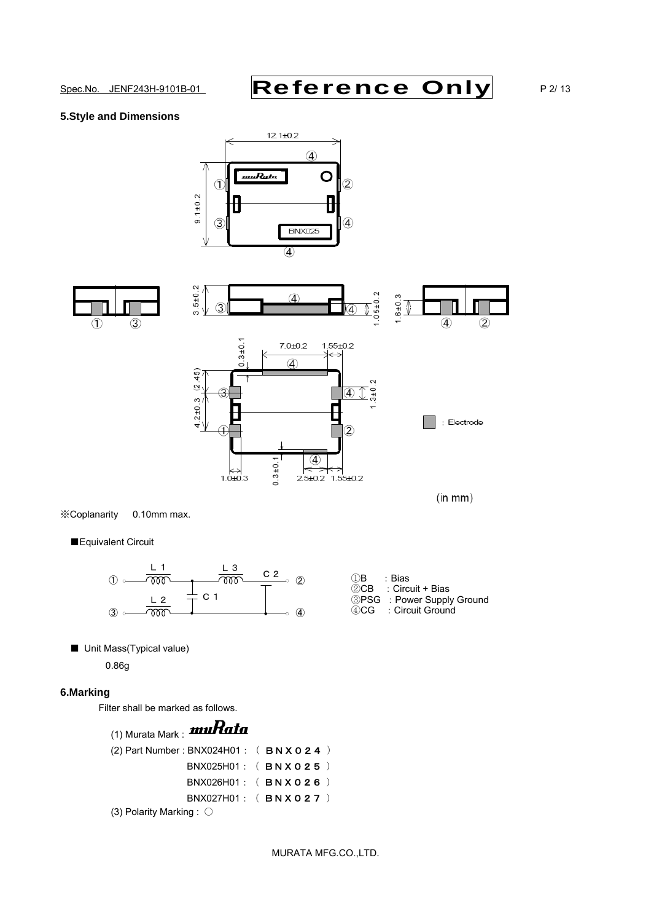## 5.Style and Dimensions

(in mm)

※Coplanarity 0.10mm max.

■Equivalent Circuit

①B : Bias
②CB : Circuit + Bias
③PSG : Power Supply Ground
④CG : Circuit Ground

■ Unit Mass(Typical value)

0.86g

## 6.Marking

Filter shall be marked as follows.

(1) Murata Mark : muRata

(2) Part Number : BNX024H01 : （ BNX０２４ ）

BNX025H01 : （ BNX０２５ ）

BNX026H01 : （ BNX０２６ ）

BNX027H01 : （ BNX０２７ ）

(3) Polarity Marking : ○

MURATA MFG.CO.,LTD.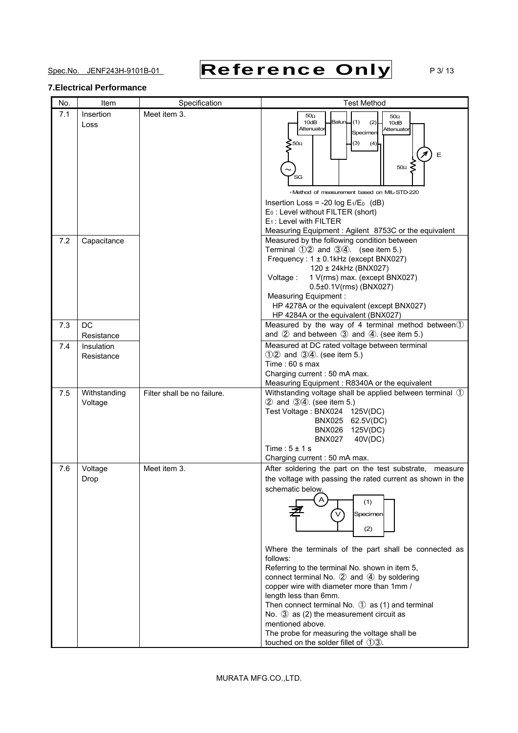## 7.Electrical Performance

| No. | Item | Specification | Test Method |
|---|---|---|---|
| 7.1 | Insertion Loss | Meet item 3. | *Method of measurement based on MIL-STD-220<br>Insertion Loss = -20 log $E_1/E_0$ (dB)<br>$E_0$ : Level without FILTER (short)<br>$E_1$ : Level with FILTER<br>Measuring Equipment : Agilent 8753C or the equivalent |
| 7.2 | Capacitance | | Measured by the following condition between Terminal ①② and ③④. (see item 5.)<br>Frequency : 1 ± 0.1kHz (except BNX027)<br>120 ± 24kHz (BNX027)<br>Voltage : 1 V(rms) max. (except BNX027)<br>0.5±0.1V(rms) (BNX027)<br>Measuring Equipment :<br>HP 4278A or the equivalent (except BNX027)<br>HP 4284A or the equivalent (BNX027) |
| 7.3 | DC Resistance | | Measured by the way of 4 terminal method between① and ② and between ③ and ④. (see item 5.) |
| 7.4 | Insulation Resistance | | Measured at DC rated voltage between terminal ①② and ③④. (see item 5.)<br>Time : 60 s max<br>Charging current : 50 mA max.<br>Measuring Equipment : R8340A or the equivalent |
| 7.5 | Withstanding Voltage | Filter shall be no failure. | Withstanding voltage shall be applied between terminal ① ② and ③④. (see item 5.)<br>Test Voltage : BNX024 125V(DC)<br>BNX025 62.5V(DC)<br>BNX026 125V(DC)<br>BNX027 40V(DC)<br>Time : 5 ± 1 s<br>Charging current : 50 mA max. |
| 7.6 | Voltage Drop | Meet item 3. | After soldering the part on the test substrate, measure the voltage with passing the rated current as shown in the schematic below.<br>Where the terminals of the part shall be connected as follows:<br>Referring to the terminal No. shown in item 5, connect terminal No. ② and ④ by soldering copper wire with diameter more than 1mm / length less than 6mm.<br>Then connect terminal No. ① as (1) and terminal No. ③ as (2) the measurement circuit as mentioned above.<br>The probe for measuring the voltage shall be touched on the solder fillet of ①③. |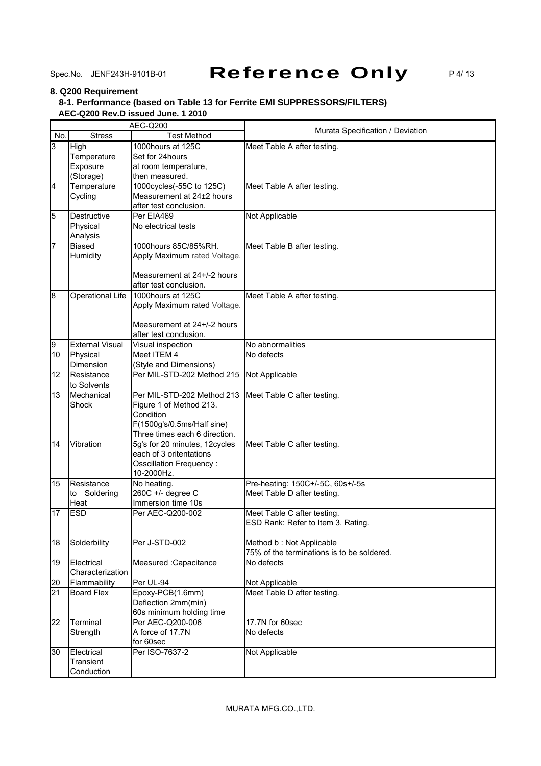## 8. Q200 Requirement

### 8-1. Performance (based on Table 13 for Ferrite EMI SUPPRESSORS/FILTERS)

**AEC-Q200 Rev.D issued June. 1 2010**

| AEC-Q200 | | | Murata Specification / Deviation |
|---|---|---|---|
| No. | Stress | Test Method | |
| 3 | High Temperature Exposure (Storage) | 1000hours at 125C Set for 24hours at room temperature, then measured. | Meet Table A after testing. |
| 4 | Temperature Cycling | 1000cycles(-55C to 125C) Measurement at 24±2 hours after test conclusion. | Meet Table A after testing. |
| 5 | Destructive Physical Analysis | Per EIA469 No electrical tests | Not Applicable |
| 7 | Biased Humidity | 1000hours 85C/85%RH. Apply Maximum rated Voltage. Measurement at 24+/-2 hours after test conclusion. | Meet Table B after testing. |
| 8 | Operational Life | 1000hours at 125C Apply Maximum rated Voltage. Measurement at 24+/-2 hours after test conclusion. | Meet Table A after testing. |
| 9 | External Visual | Visual inspection | No abnormalities |
| 10 | Physical Dimension | Meet ITEM 4 (Style and Dimensions) | No defects |
| 12 | Resistance to Solvents | Per MIL-STD-202 Method 215 | Not Applicable |
| 13 | Mechanical Shock | Per MIL-STD-202 Method 213 Figure 1 of Method 213. Condition F(1500g's/0.5ms/Half sine) Three times each 6 direction. | Meet Table C after testing. |
| 14 | Vibration | 5g's for 20 minutes, 12cycles each of 3 oritentations Osscillation Frequency : 10-2000Hz. | Meet Table C after testing. |
| 15 | Resistance to Soldering Heat | No heating. 260C +/- degree C Immersion time 10s | Pre-heating: 150C+/-5C, 60s+/-5s Meet Table D after testing. |
| 17 | ESD | Per AEC-Q200-002 | Meet Table C after testing. ESD Rank: Refer to Item 3. Rating. |
| 18 | Solderbility | Per J-STD-002 | Method b : Not Applicable 75% of the terminations is to be soldered. |
| 19 | Electrical Characterization | Measured :Capacitance | No defects |
| 20 | Flammability | Per UL-94 | Not Applicable |
| 21 | Board Flex | Epoxy-PCB(1.6mm) Deflection 2mm(min) 60s minimum holding time | Meet Table D after testing. |
| 22 | Terminal Strength | Per AEC-Q200-006 A force of 17.7N for 60sec | 17.7N for 60sec No defects |
| 30 | Electrical Transient Conduction | Per ISO-7637-2 | Not Applicable |

MURATA MFG.CO.,LTD.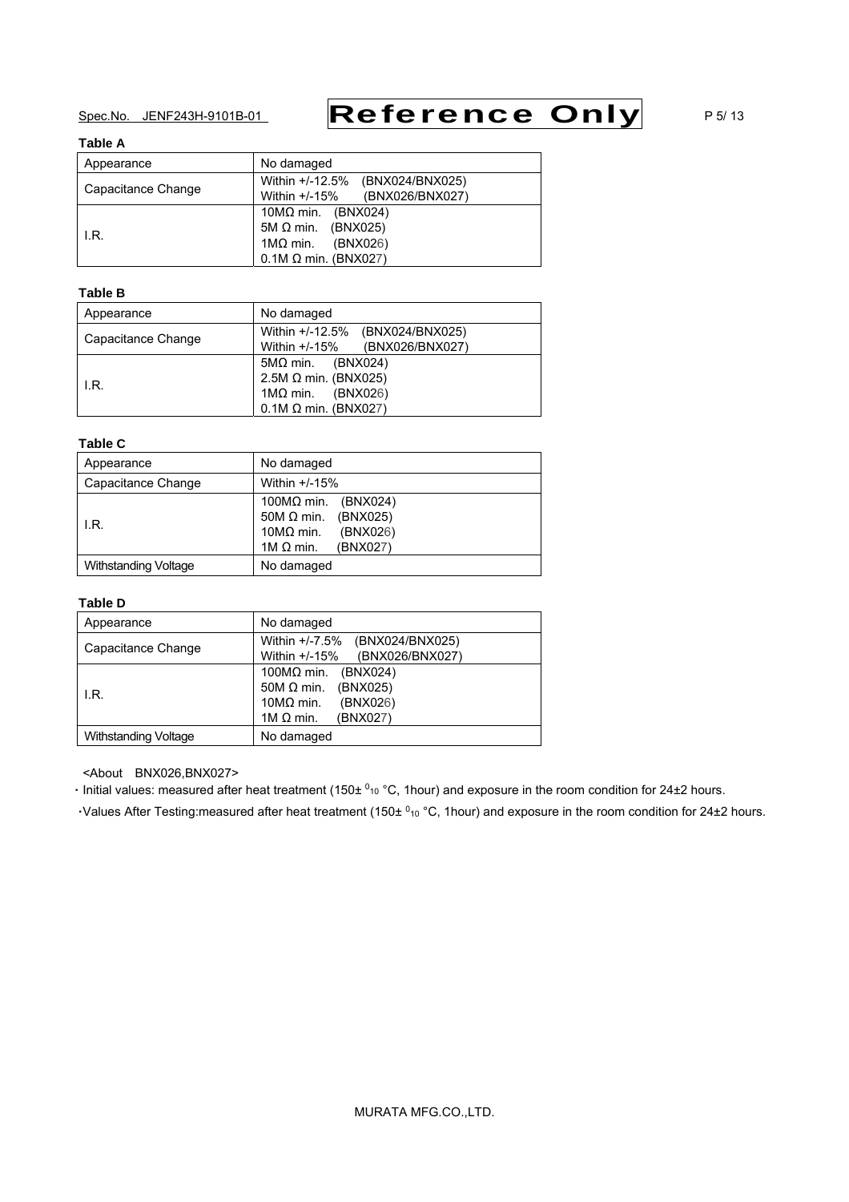**Table A**

| Appearance | No damaged |
|---|---|
| Capacitance Change | Within +/-12.5% (BNX024/BNX025)<br>Within +/-15% (BNX026/BNX027) |
| I.R. | 10MΩ min. (BNX024)<br>5M Ω min. (BNX025)<br>1MΩ min. (BNX026)<br>0.1M Ω min. (BNX027) |

**Table B**

| Appearance | No damaged |
|---|---|
| Capacitance Change | Within +/-12.5% (BNX024/BNX025)<br>Within +/-15% (BNX026/BNX027) |
| I.R. | 5MΩ min. (BNX024)<br>2.5M Ω min. (BNX025)<br>1MΩ min. (BNX026)<br>0.1M Ω min. (BNX027) |

**Table C**

| Appearance | No damaged |
|---|---|
| Capacitance Change | Within +/-15% |
| I.R. | 100MΩ min. (BNX024)<br>50M Ω min. (BNX025)<br>10MΩ min. (BNX026)<br>1M Ω min. (BNX027) |
| Withstanding Voltage | No damaged |

**Table D**

| Appearance | No damaged |
|---|---|
| Capacitance Change | Within +/-7.5% (BNX024/BNX025)<br>Within +/-15% (BNX026/BNX027) |
| I.R. | 100MΩ min. (BNX024)<br>50M Ω min. (BNX025)<br>10MΩ min. (BNX026)<br>1M Ω min. (BNX027) |
| Withstanding Voltage | No damaged |

<About BNX026,BNX027>

・Initial values: measured after heat treatment (150± $^{0}_{10}$ °C, 1hour) and exposure in the room condition for 24±2 hours.

・Values After Testing:measured after heat treatment (150± $^{0}_{10}$ °C, 1hour) and exposure in the room condition for 24±2 hours.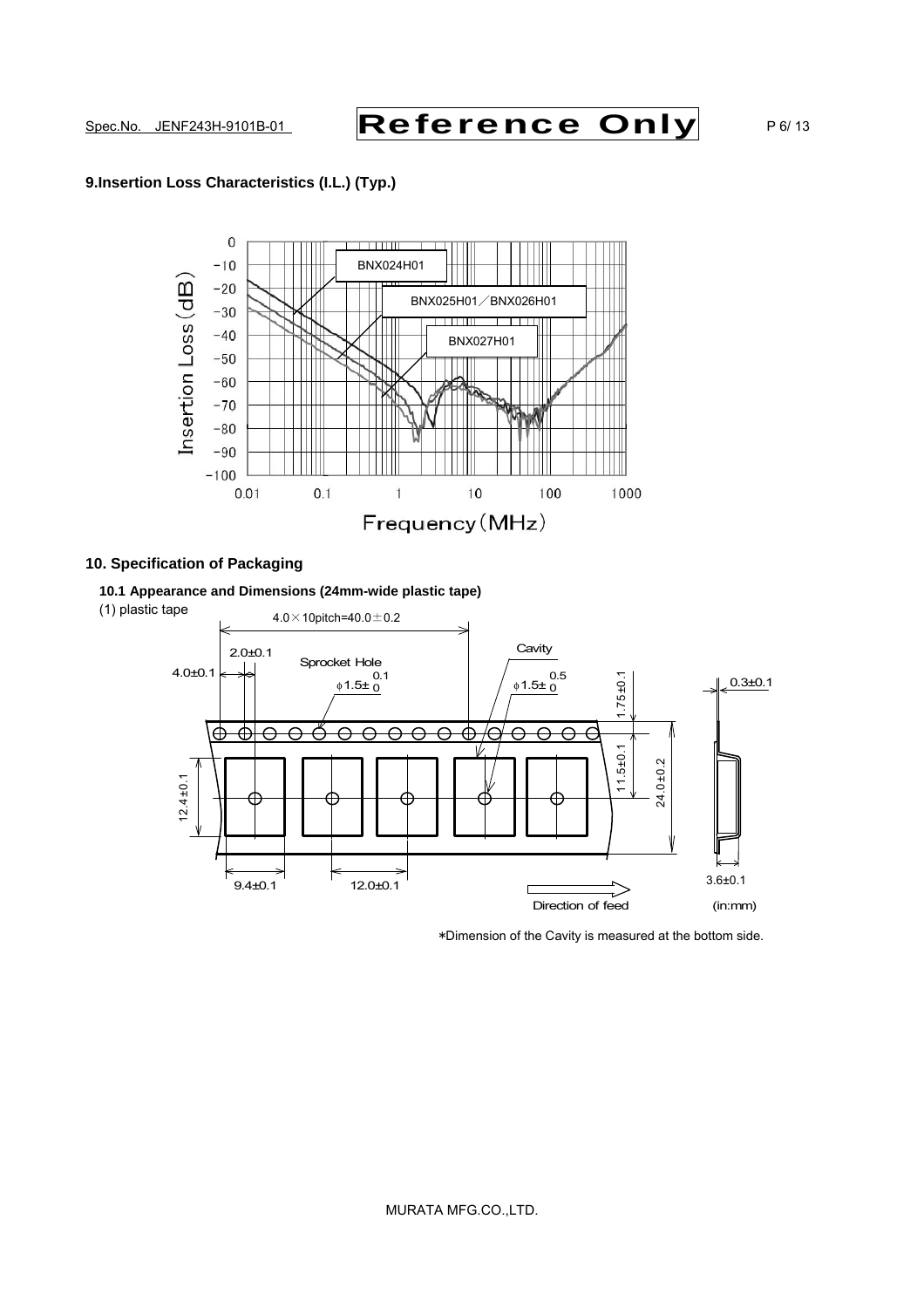## 9.Insertion Loss Characteristics (I.L.) (Typ.)

## 10. Specification of Packaging

### 10.1 Appearance and Dimensions (24mm-wide plastic tape)

(1) plastic tape

*Dimension of the Cavity is measured at the bottom side.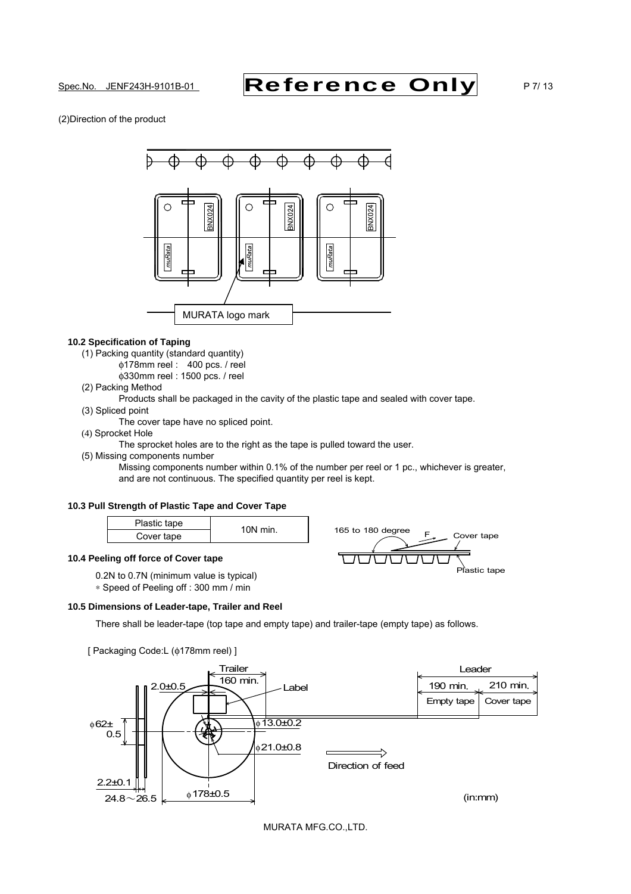(2)Direction of the product

MURATA logo mark

### 10.2 Specification of Taping

(1) Packing quantity (standard quantity)

φ178mm reel : 400 pcs. / reel

φ330mm reel : 1500 pcs. / reel

(2) Packing Method

Products shall be packaged in the cavity of the plastic tape and sealed with cover tape.

(3) Spliced point

The cover tape have no spliced point.

(4) Sprocket Hole

The sprocket holes are to the right as the tape is pulled toward the user.

(5) Missing components number

Missing components number within 0.1% of the number per reel or 1 pc., whichever is greater, and are not continuous. The specified quantity per reel is kept.

### 10.3 Pull Strength of Plastic Tape and Cover Tape

| Plastic tape | 10N min. |
|---|---|
| Cover tape | |

165 to 180 degree F Cover tape Plastic tape

### 10.4 Peeling off force of Cover tape

0.2N to 0.7N (minimum value is typical)

∗ Speed of Peeling off : 300 mm / min

### 10.5 Dimensions of Leader-tape, Trailer and Reel

There shall be leader-tape (top tape and empty tape) and trailer-tape (empty tape) as follows.

[ Packaging Code:L (φ178mm reel) ]

Trailer 160 min. Label Leader 190 min. Empty tape 210 min. Cover tape

2.0±0.5 φ62±0.5 φ13.0±0.2 φ21.0±0.8 Direction of feed 2.2±0.1 24.8～26.5 φ178±0.5 (in:mm)

MURATA MFG.CO.,LTD.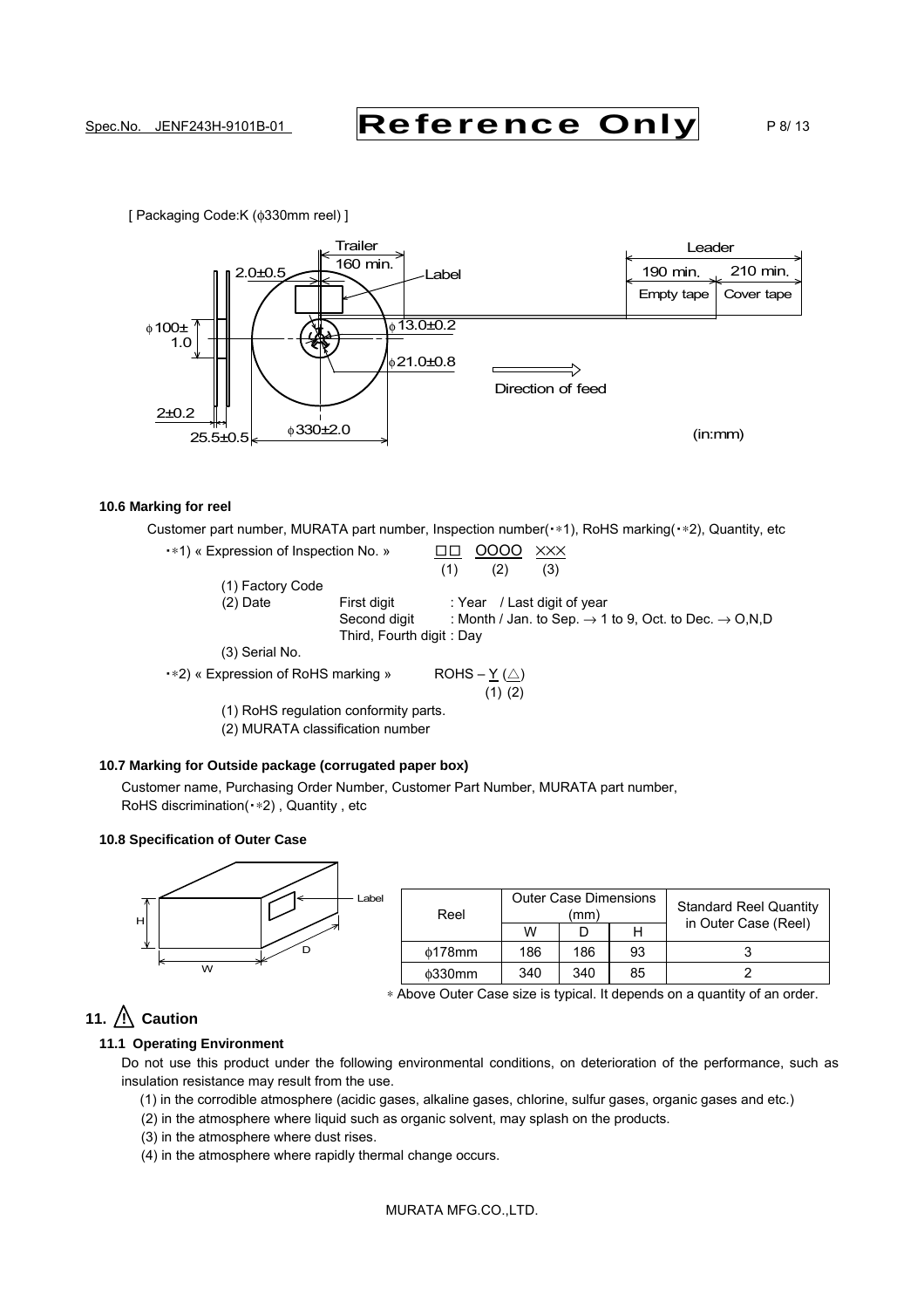[ Packaging Code:K (φ330mm reel) ]

Trailer 160 min. Label Leader 190 min. 210 min. Empty tape Cover tape

2.0±0.5 φ100±1.0 φ13.0±0.2 φ21.0±0.8 Direction of feed 2±0.2 25.5±0.5 φ330±2.0 (in:mm)

### 10.6 Marking for reel

Customer part number, MURATA part number, Inspection number(・∗1), RoHS marking(・∗2), Quantity, etc

・∗1) « Expression of Inspection No. » □□ OOOO ××× (1) (2) (3)

(1) Factory Code
(2) Date First digit : Year / Last digit of year
Second digit : Month / Jan. to Sep. → 1 to 9, Oct. to Dec. → O,N,D
Third, Fourth digit : Day
(3) Serial No.

・∗2) « Expression of RoHS marking » ROHS – Y (△) (1) (2)

(1) RoHS regulation conformity parts.
(2) MURATA classification number

### 10.7 Marking for Outside package (corrugated paper box)

Customer name, Purchasing Order Number, Customer Part Number, MURATA part number, RoHS discrimination(・∗2) , Quantity , etc

### 10.8 Specification of Outer Case

Label H D W

| Reel | Outer Case Dimensions (mm) | | | Standard Reel Quantity in Outer Case (Reel) |
|---|---|---|---|---|
| | W | D | H | |
| φ178mm | 186 | 186 | 93 | 3 |
| φ330mm | 340 | 340 | 85 | 2 |

∗ Above Outer Case size is typical. It depends on a quantity of an order.

## 11. ⚠ Caution

### 11.1 Operating Environment

Do not use this product under the following environmental conditions, on deterioration of the performance, such as insulation resistance may result from the use.

(1) in the corrodible atmosphere (acidic gases, alkaline gases, chlorine, sulfur gases, organic gases and etc.)
(2) in the atmosphere where liquid such as organic solvent, may splash on the products.
(3) in the atmosphere where dust rises.
(4) in the atmosphere where rapidly thermal change occurs.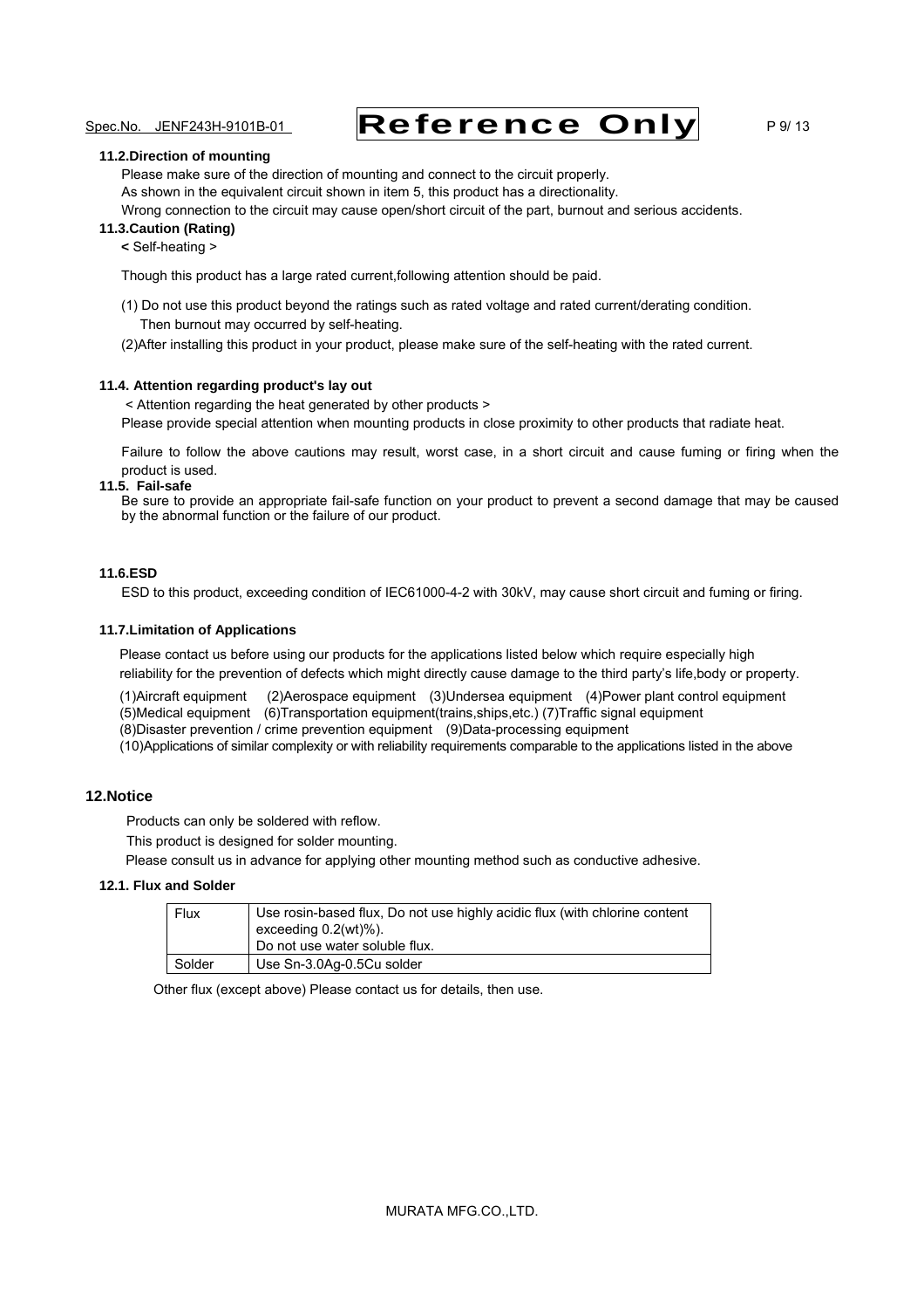### 11.2.Direction of mounting

Please make sure of the direction of mounting and connect to the circuit properly.
As shown in the equivalent circuit shown in item 5, this product has a directionality.
Wrong connection to the circuit may cause open/short circuit of the part, burnout and serious accidents.

### 11.3.Caution (Rating)

< Self-heating >

Though this product has a large rated current,following attention should be paid.

(1) Do not use this product beyond the ratings such as rated voltage and rated current/derating condition.
Then burnout may occurred by self-heating.

(2)After installing this product in your product, please make sure of the self-heating with the rated current.

### 11.4. Attention regarding product's lay out

< Attention regarding the heat generated by other products >
Please provide special attention when mounting products in close proximity to other products that radiate heat.

Failure to follow the above cautions may result, worst case, in a short circuit and cause fuming or firing when the product is used.

### 11.5. Fail-safe

Be sure to provide an appropriate fail-safe function on your product to prevent a second damage that may be caused by the abnormal function or the failure of our product.

### 11.6.ESD

ESD to this product, exceeding condition of IEC61000-4-2 with 30kV, may cause short circuit and fuming or firing.

### 11.7.Limitation of Applications

Please contact us before using our products for the applications listed below which require especially high reliability for the prevention of defects which might directly cause damage to the third party's life,body or property.

(1)Aircraft equipment (2)Aerospace equipment (3)Undersea equipment (4)Power plant control equipment
(5)Medical equipment (6)Transportation equipment(trains,ships,etc.) (7)Traffic signal equipment
(8)Disaster prevention / crime prevention equipment (9)Data-processing equipment
(10)Applications of similar complexity or with reliability requirements comparable to the applications listed in the above

## 12.Notice

Products can only be soldered with reflow.
This product is designed for solder mounting.
Please consult us in advance for applying other mounting method such as conductive adhesive.

### 12.1. Flux and Solder

| Flux | Use rosin-based flux, Do not use highly acidic flux (with chlorine content exceeding 0.2(wt)%).<br>Do not use water soluble flux. |
|---|---|
| Solder | Use Sn-3.0Ag-0.5Cu solder |

Other flux (except above) Please contact us for details, then use.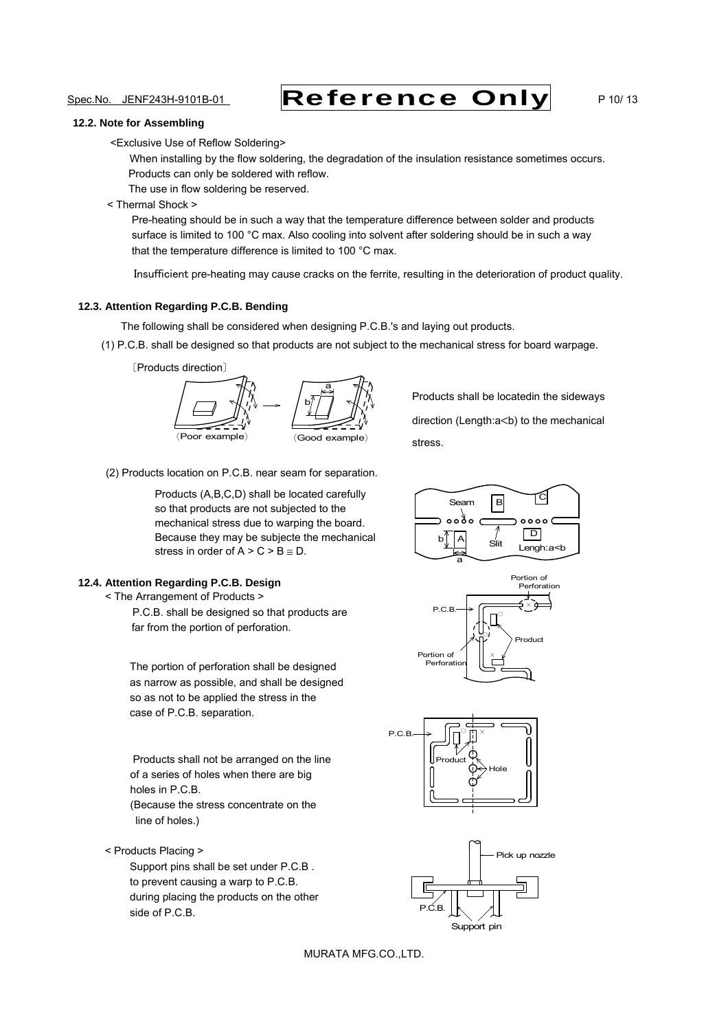### 12.2. Note for Assembling

<Exclusive Use of Reflow Soldering>

When installing by the flow soldering, the degradation of the insulation resistance sometimes occurs.
Products can only be soldered with reflow.
The use in flow soldering be reserved.

< Thermal Shock >

Pre-heating should be in such a way that the temperature difference between solder and products surface is limited to 100 °C max. Also cooling into solvent after soldering should be in such a way that the temperature difference is limited to 100 °C max.

Insufficient pre-heating may cause cracks on the ferrite, resulting in the deterioration of product quality.

### 12.3. Attention Regarding P.C.B. Bending

The following shall be considered when designing P.C.B.'s and laying out products.

(1) P.C.B. shall be designed so that products are not subject to the mechanical stress for board warpage.

〔Products direction〕

〈Poor example〉 〈Good example〉

Products shall be locatedin the sideways direction (Length:a<b) to the mechanical stress.

(2) Products location on P.C.B. near seam for separation.

Products (A,B,C,D) shall be located carefully so that products are not subjected to the mechanical stress due to warping the board. Because they may be subjecte the mechanical stress in order of A > C > B ≅ D.

Seam, Slit, Lengh:a<b

### 12.4. Attention Regarding P.C.B. Design

< The Arrangement of Products >

P.C.B. shall be designed so that products are far from the portion of perforation.

The portion of perforation shall be designed as narrow as possible, and shall be designed so as not to be applied the stress in the case of P.C.B. separation.

Products shall not be arranged on the line of a series of holes when there are big holes in P.C.B.
(Because the stress concentrate on the line of holes.)

< Products Placing >

Support pins shall be set under P.C.B . to prevent causing a warp to P.C.B. during placing the products on the other side of P.C.B.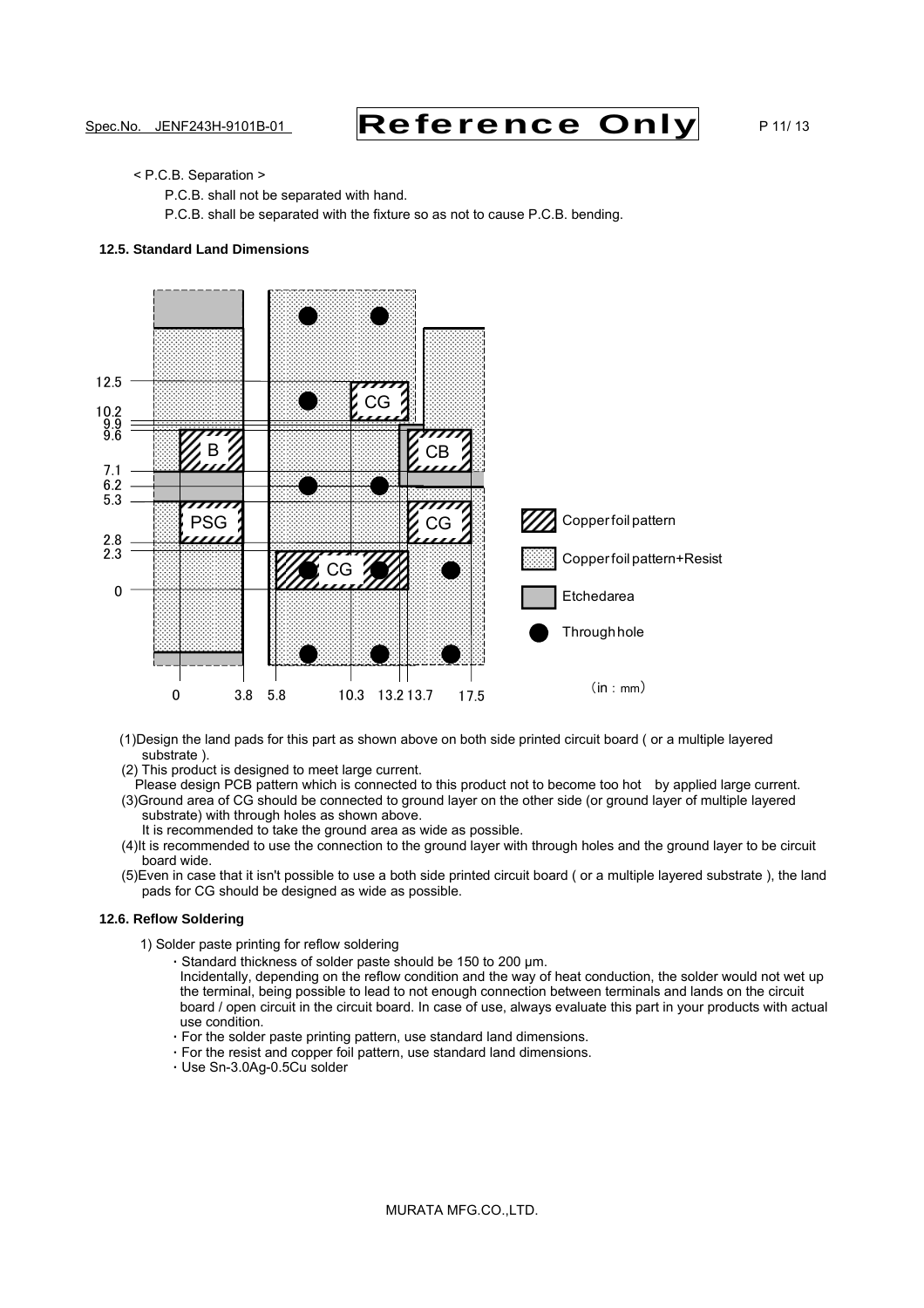< P.C.B. Separation >

P.C.B. shall not be separated with hand.

P.C.B. shall be separated with the fixture so as not to cause P.C.B. bending.

### 12.5. Standard Land Dimensions

(1)Design the land pads for this part as shown above on both side printed circuit board ( or a multiple layered substrate ).

(2) This product is designed to meet large current.
Please design PCB pattern which is connected to this product not to become too hot by applied large current.

(3)Ground area of CG should be connected to ground layer on the other side (or ground layer of multiple layered substrate) with through holes as shown above.
It is recommended to take the ground area as wide as possible.

(4)It is recommended to use the connection to the ground layer with through holes and the ground layer to be circuit board wide.

(5)Even in case that it isn't possible to use a both side printed circuit board ( or a multiple layered substrate ), the land pads for CG should be designed as wide as possible.

### 12.6. Reflow Soldering

1) Solder paste printing for reflow soldering

- Standard thickness of solder paste should be 150 to 200 μm.
  Incidentally, depending on the reflow condition and the way of heat conduction, the solder would not wet up the terminal, being possible to lead to not enough connection between terminals and lands on the circuit board / open circuit in the circuit board. In case of use, always evaluate this part in your products with actual use condition.
- For the solder paste printing pattern, use standard land dimensions.
- For the resist and copper foil pattern, use standard land dimensions.
- Use Sn-3.0Ag-0.5Cu solder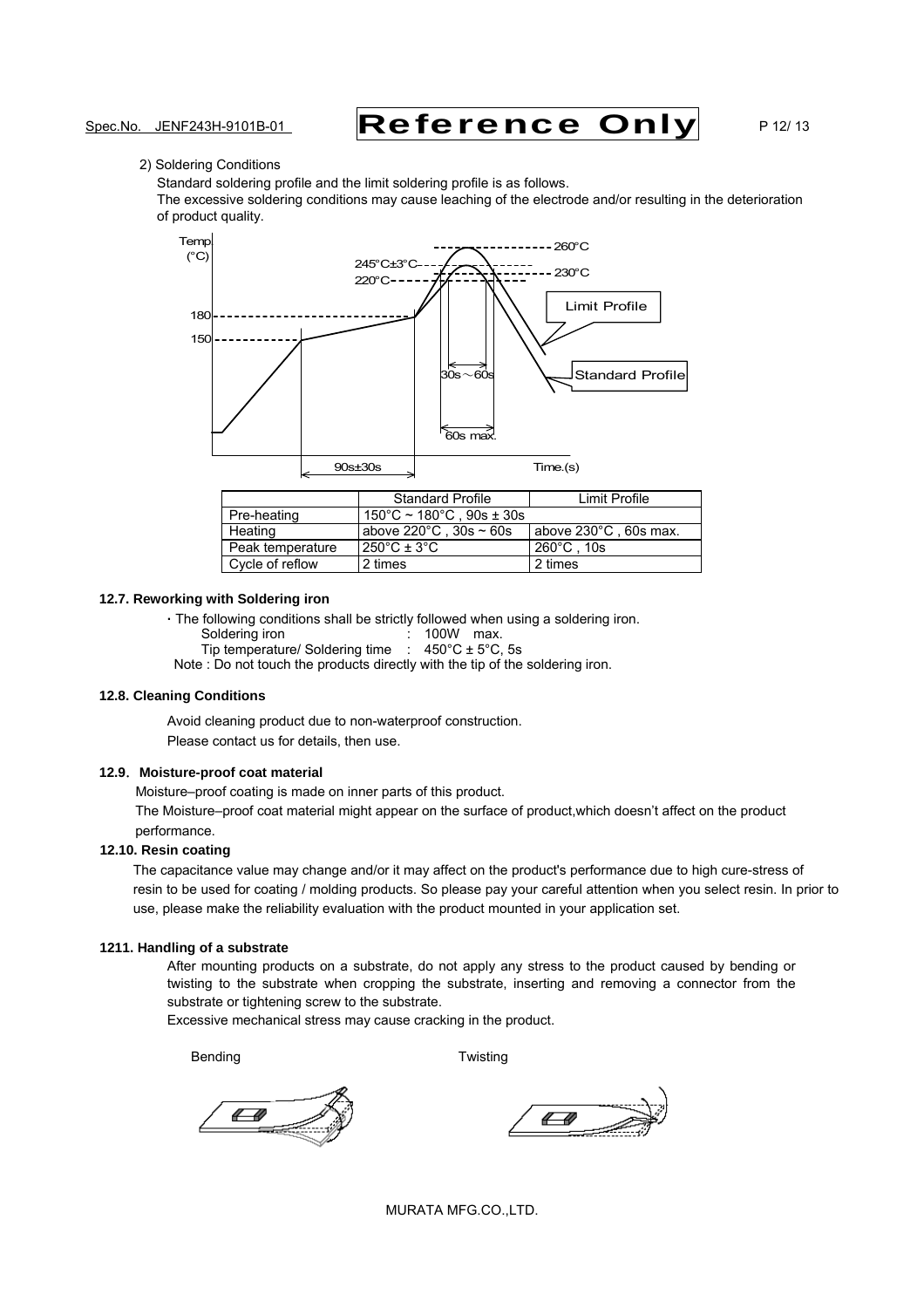2) Soldering Conditions

Standard soldering profile and the limit soldering profile is as follows.
The excessive soldering conditions may cause leaching of the electrode and/or resulting in the deterioration of product quality.

| | Standard Profile | Limit Profile |
|---|---|---|
| Pre-heating | 150°C ~ 180°C , 90s ± 30s | |
| Heating | above 220°C , 30s ~ 60s | above 230°C , 60s max. |
| Peak temperature | 250°C ± 3°C | 260°C , 10s |
| Cycle of reflow | 2 times | 2 times |

### 12.7. Reworking with Soldering iron

・The following conditions shall be strictly followed when using a soldering iron.

Soldering iron : 100W max.
Tip temperature/ Soldering time : 450°C ± 5°C, 5s

Note : Do not touch the products directly with the tip of the soldering iron.

### 12.8. Cleaning Conditions

Avoid cleaning product due to non-waterproof construction.
Please contact us for details, then use.

### 12.9. Moisture-proof coat material

Moisture–proof coating is made on inner parts of this product.
The Moisture–proof coat material might appear on the surface of product,which doesn't affect on the product performance.

### 12.10. Resin coating

The capacitance value may change and/or it may affect on the product's performance due to high cure-stress of resin to be used for coating / molding products. So please pay your careful attention when you select resin. In prior to use, please make the reliability evaluation with the product mounted in your application set.

### 1211. Handling of a substrate

After mounting products on a substrate, do not apply any stress to the product caused by bending or twisting to the substrate when cropping the substrate, inserting and removing a connector from the substrate or tightening screw to the substrate.
Excessive mechanical stress may cause cracking in the product.

Bending Twisting

MURATA MFG.CO.,LTD.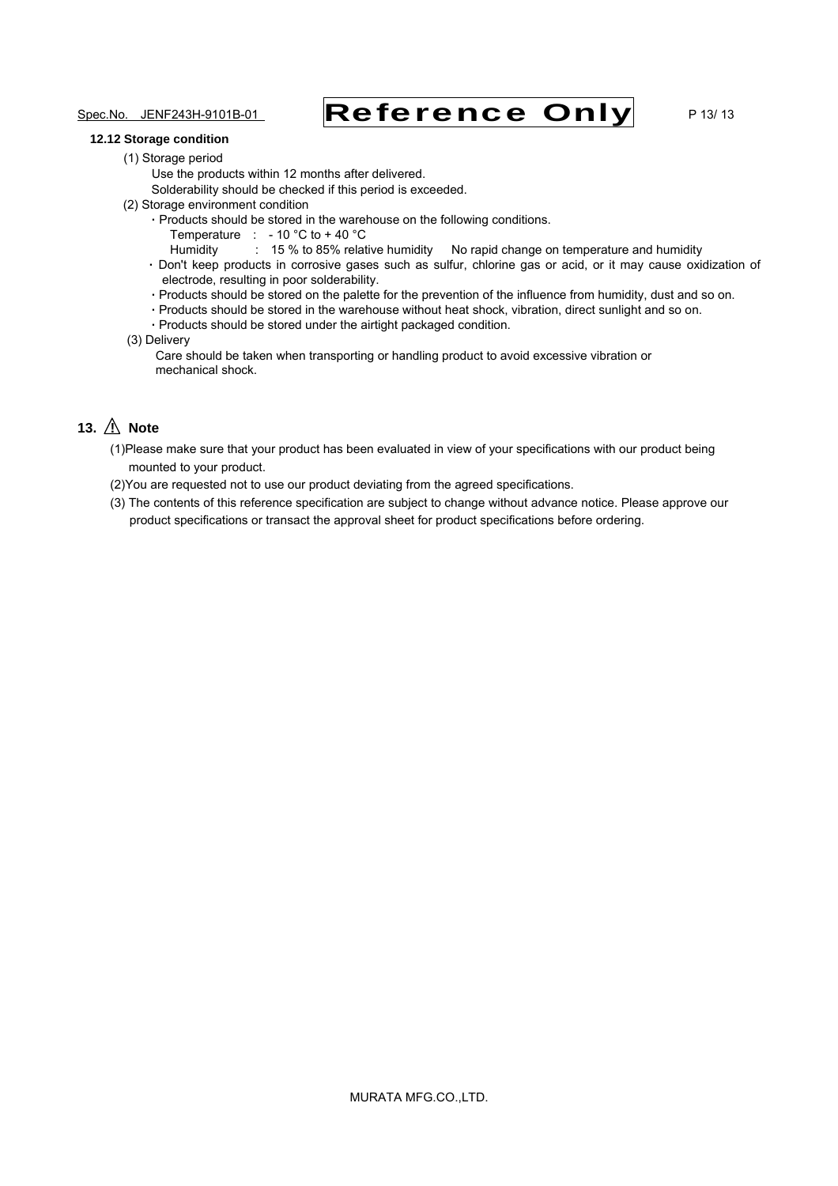**12.12 Storage condition**

(1) Storage period

Use the products within 12 months after delivered.
Solderability should be checked if this period is exceeded.

(2) Storage environment condition

- Products should be stored in the warehouse on the following conditions.
  Temperature : - 10 °C to + 40 °C
  Humidity : 15 % to 85% relative humidity No rapid change on temperature and humidity
- Don't keep products in corrosive gases such as sulfur, chlorine gas or acid, or it may cause oxidization of electrode, resulting in poor solderability.
- Products should be stored on the palette for the prevention of the influence from humidity, dust and so on.
- Products should be stored in the warehouse without heat shock, vibration, direct sunlight and so on.
- Products should be stored under the airtight packaged condition.

(3) Delivery

Care should be taken when transporting or handling product to avoid excessive vibration or mechanical shock.

## 13. ⚠ Note

(1)Please make sure that your product has been evaluated in view of your specifications with our product being mounted to your product.

(2)You are requested not to use our product deviating from the agreed specifications.

(3) The contents of this reference specification are subject to change without advance notice. Please approve our product specifications or transact the approval sheet for product specifications before ordering.